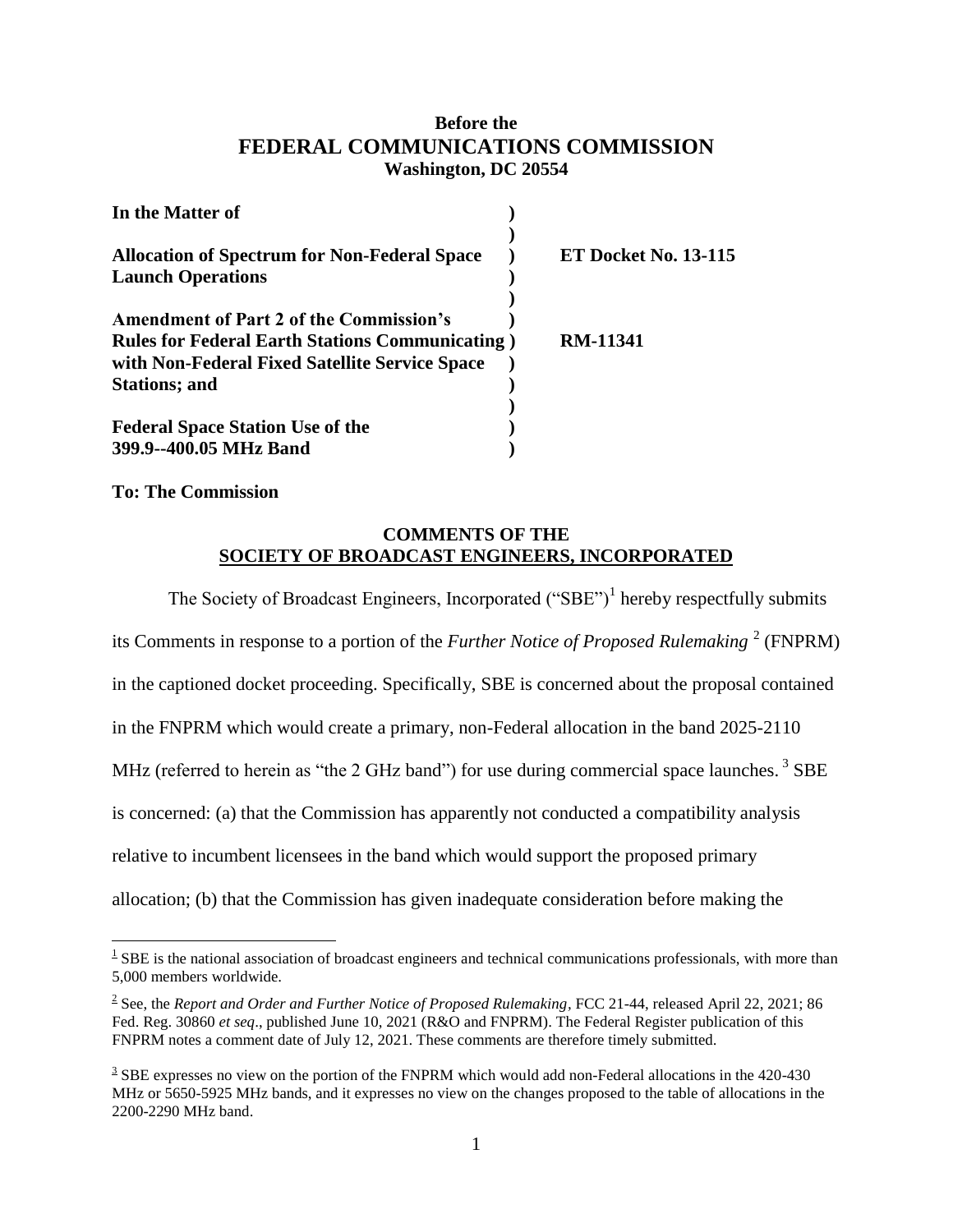**Before the**
**FEDERAL COMMUNICATIONS COMMISSION**
**Washington, DC 20554**

| | | |
|---|---|---|
| **In the Matter of** | **)** | |
| | **)** | |
| **Allocation of Spectrum for Non-Federal Space Launch Operations** | **)** | **ET Docket No. 13-115** |
| | **)** | |
| **Amendment of Part 2 of the Commission's Rules for Federal Earth Stations Communicating with Non-Federal Fixed Satellite Service Space Stations; and** | **)** | **RM-11341** |
| | **)** | |
| **Federal Space Station Use of the 399.9--400.05 MHz Band** | **)** | |

**To: The Commission**

**COMMENTS OF THE**
**SOCIETY OF BROADCAST ENGINEERS, INCORPORATED**

The Society of Broadcast Engineers, Incorporated ("SBE")[1] hereby respectfully submits its Comments in response to a portion of the *Further Notice of Proposed Rulemaking* [2] (FNPRM) in the captioned docket proceeding. Specifically, SBE is concerned about the proposal contained in the FNPRM which would create a primary, non-Federal allocation in the band 2025-2110 MHz (referred to herein as "the 2 GHz band") for use during commercial space launches. [3] SBE is concerned: (a) that the Commission has apparently not conducted a compatibility analysis relative to incumbent licensees in the band which would support the proposed primary allocation; (b) that the Commission has given inadequate consideration before making the

---

[1] SBE is the national association of broadcast engineers and technical communications professionals, with more than 5,000 members worldwide.

[2] See, the *Report and Order and Further Notice of Proposed Rulemaking*, FCC 21-44, released April 22, 2021; 86 Fed. Reg. 30860 *et seq*., published June 10, 2021 (R&O and FNPRM). The Federal Register publication of this FNPRM notes a comment date of July 12, 2021. These comments are therefore timely submitted.

[3] SBE expresses no view on the portion of the FNPRM which would add non-Federal allocations in the 420-430 MHz or 5650-5925 MHz bands, and it expresses no view on the changes proposed to the table of allocations in the 2200-2290 MHz band.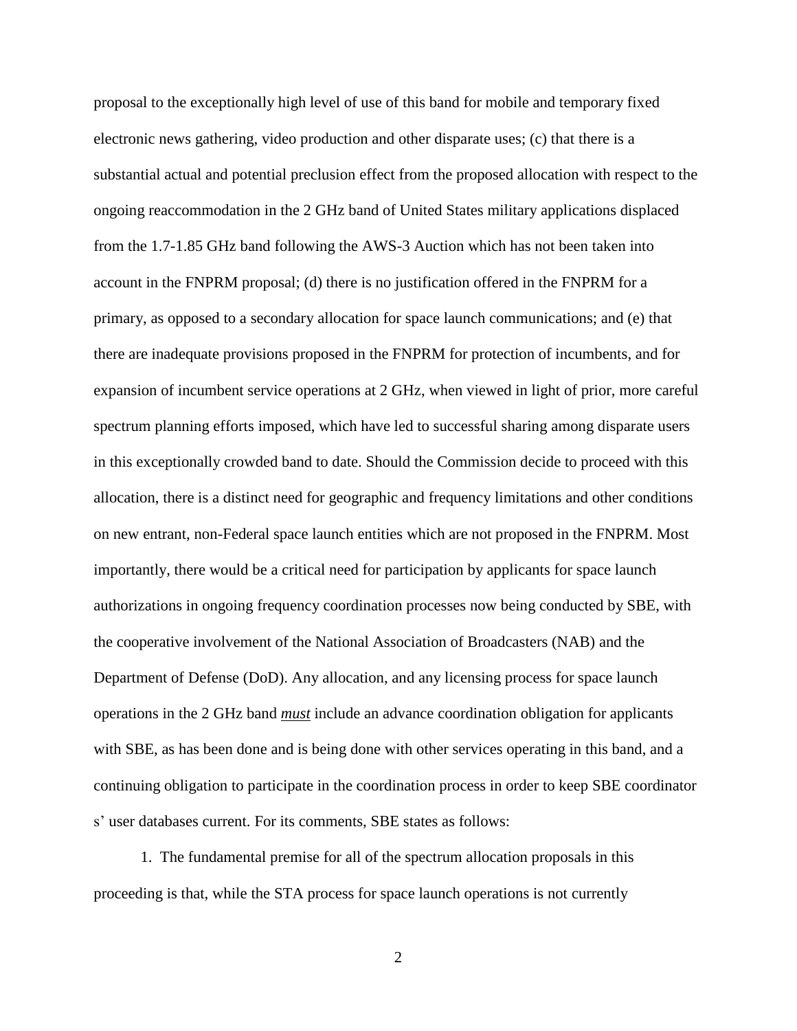proposal to the exceptionally high level of use of this band for mobile and temporary fixed electronic news gathering, video production and other disparate uses; (c) that there is a substantial actual and potential preclusion effect from the proposed allocation with respect to the ongoing reaccommodation in the 2 GHz band of United States military applications displaced from the 1.7-1.85 GHz band following the AWS-3 Auction which has not been taken into account in the FNPRM proposal; (d) there is no justification offered in the FNPRM for a primary, as opposed to a secondary allocation for space launch communications; and (e) that there are inadequate provisions proposed in the FNPRM for protection of incumbents, and for expansion of incumbent service operations at 2 GHz, when viewed in light of prior, more careful spectrum planning efforts imposed, which have led to successful sharing among disparate users in this exceptionally crowded band to date. Should the Commission decide to proceed with this allocation, there is a distinct need for geographic and frequency limitations and other conditions on new entrant, non-Federal space launch entities which are not proposed in the FNPRM. Most importantly, there would be a critical need for participation by applicants for space launch authorizations in ongoing frequency coordination processes now being conducted by SBE, with the cooperative involvement of the National Association of Broadcasters (NAB) and the Department of Defense (DoD). Any allocation, and any licensing process for space launch operations in the 2 GHz band ***must*** include an advance coordination obligation for applicants with SBE, as has been done and is being done with other services operating in this band, and a continuing obligation to participate in the coordination process in order to keep SBE coordinator s' user databases current. For its comments, SBE states as follows:

1. The fundamental premise for all of the spectrum allocation proposals in this proceeding is that, while the STA process for space launch operations is not currently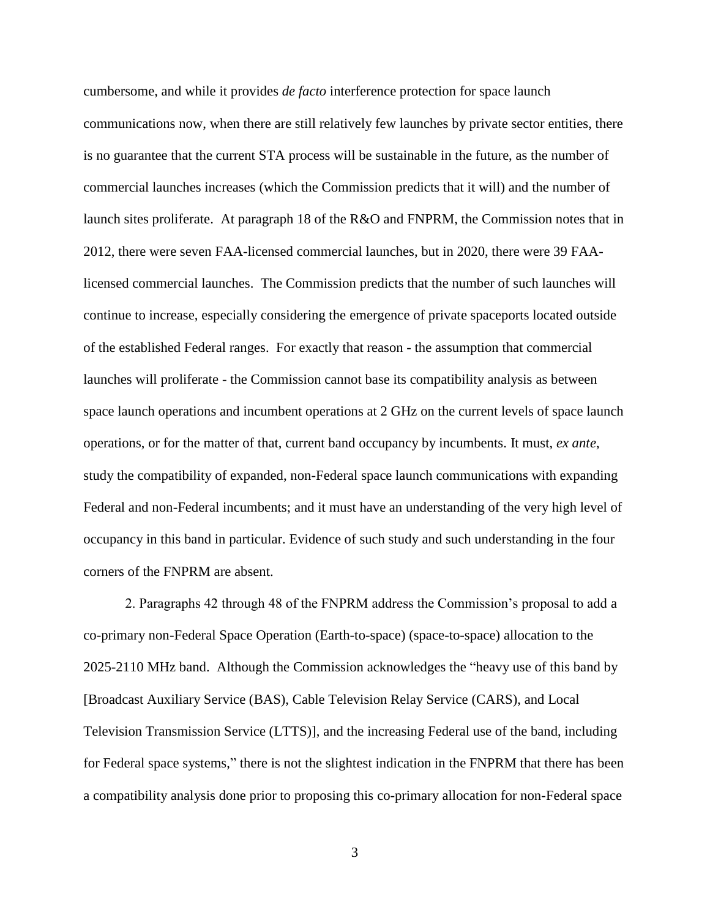cumbersome, and while it provides *de facto* interference protection for space launch communications now, when there are still relatively few launches by private sector entities, there is no guarantee that the current STA process will be sustainable in the future, as the number of commercial launches increases (which the Commission predicts that it will) and the number of launch sites proliferate. At paragraph 18 of the R&O and FNPRM, the Commission notes that in 2012, there were seven FAA-licensed commercial launches, but in 2020, there were 39 FAA-licensed commercial launches. The Commission predicts that the number of such launches will continue to increase, especially considering the emergence of private spaceports located outside of the established Federal ranges. For exactly that reason - the assumption that commercial launches will proliferate - the Commission cannot base its compatibility analysis as between space launch operations and incumbent operations at 2 GHz on the current levels of space launch operations, or for the matter of that, current band occupancy by incumbents. It must, *ex ante*, study the compatibility of expanded, non-Federal space launch communications with expanding Federal and non-Federal incumbents; and it must have an understanding of the very high level of occupancy in this band in particular. Evidence of such study and such understanding in the four corners of the FNPRM are absent.

2. Paragraphs 42 through 48 of the FNPRM address the Commission's proposal to add a co-primary non-Federal Space Operation (Earth-to-space) (space-to-space) allocation to the 2025-2110 MHz band. Although the Commission acknowledges the "heavy use of this band by [Broadcast Auxiliary Service (BAS), Cable Television Relay Service (CARS), and Local Television Transmission Service (LTTS)], and the increasing Federal use of the band, including for Federal space systems," there is not the slightest indication in the FNPRM that there has been a compatibility analysis done prior to proposing this co-primary allocation for non-Federal space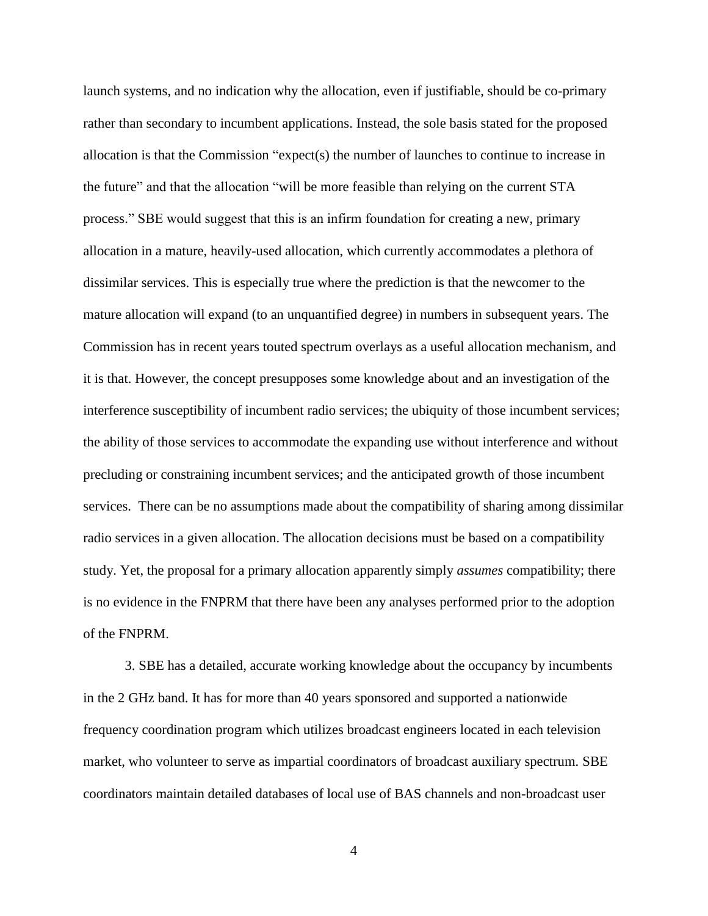launch systems, and no indication why the allocation, even if justifiable, should be co-primary rather than secondary to incumbent applications. Instead, the sole basis stated for the proposed allocation is that the Commission "expect(s) the number of launches to continue to increase in the future" and that the allocation "will be more feasible than relying on the current STA process." SBE would suggest that this is an infirm foundation for creating a new, primary allocation in a mature, heavily-used allocation, which currently accommodates a plethora of dissimilar services. This is especially true where the prediction is that the newcomer to the mature allocation will expand (to an unquantified degree) in numbers in subsequent years. The Commission has in recent years touted spectrum overlays as a useful allocation mechanism, and it is that. However, the concept presupposes some knowledge about and an investigation of the interference susceptibility of incumbent radio services; the ubiquity of those incumbent services; the ability of those services to accommodate the expanding use without interference and without precluding or constraining incumbent services; and the anticipated growth of those incumbent services. There can be no assumptions made about the compatibility of sharing among dissimilar radio services in a given allocation. The allocation decisions must be based on a compatibility study. Yet, the proposal for a primary allocation apparently simply *assumes* compatibility; there is no evidence in the FNPRM that there have been any analyses performed prior to the adoption of the FNPRM.

3. SBE has a detailed, accurate working knowledge about the occupancy by incumbents in the 2 GHz band. It has for more than 40 years sponsored and supported a nationwide frequency coordination program which utilizes broadcast engineers located in each television market, who volunteer to serve as impartial coordinators of broadcast auxiliary spectrum. SBE coordinators maintain detailed databases of local use of BAS channels and non-broadcast user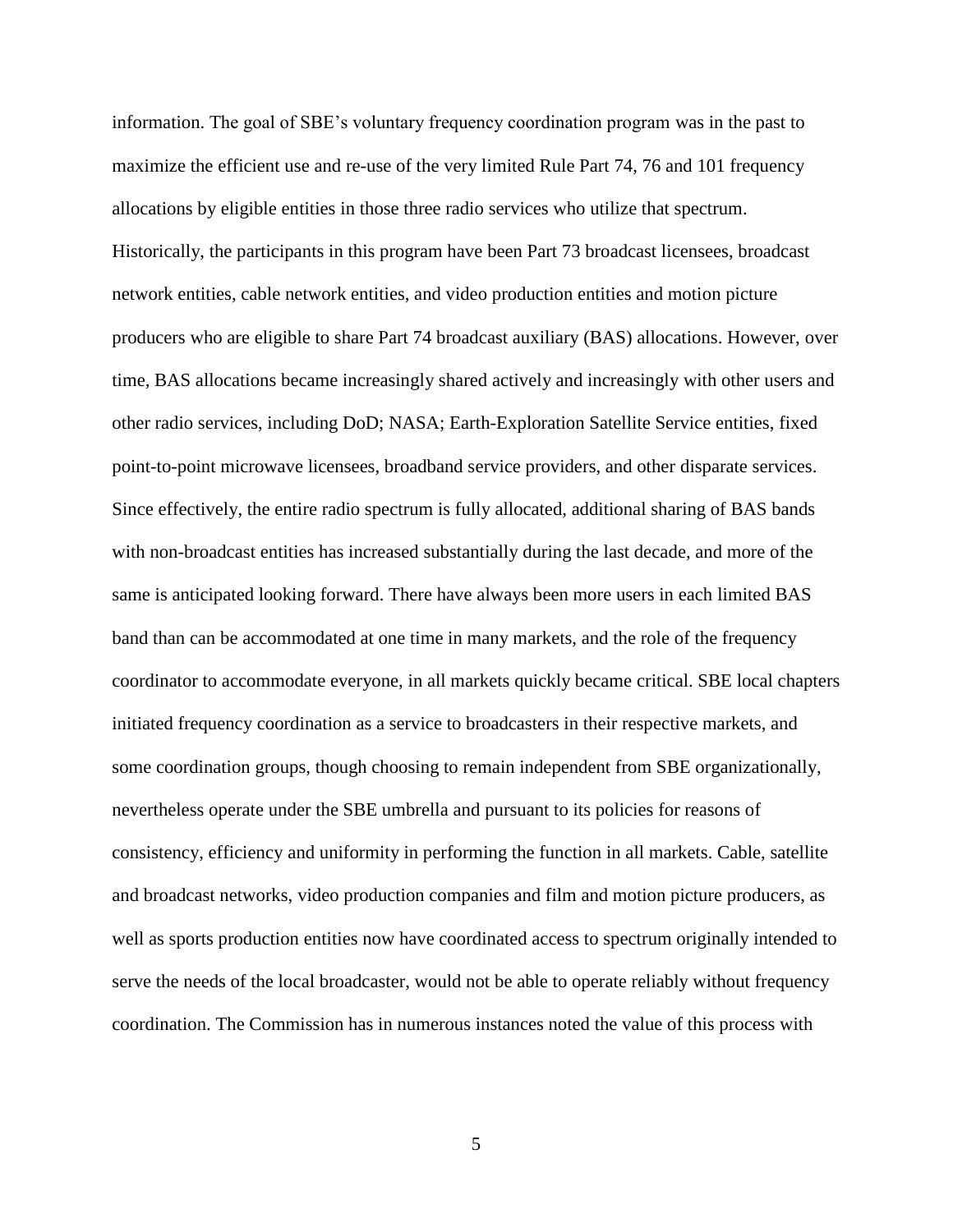information. The goal of SBE's voluntary frequency coordination program was in the past to maximize the efficient use and re-use of the very limited Rule Part 74, 76 and 101 frequency allocations by eligible entities in those three radio services who utilize that spectrum. Historically, the participants in this program have been Part 73 broadcast licensees, broadcast network entities, cable network entities, and video production entities and motion picture producers who are eligible to share Part 74 broadcast auxiliary (BAS) allocations. However, over time, BAS allocations became increasingly shared actively and increasingly with other users and other radio services, including DoD; NASA; Earth-Exploration Satellite Service entities, fixed point-to-point microwave licensees, broadband service providers, and other disparate services. Since effectively, the entire radio spectrum is fully allocated, additional sharing of BAS bands with non-broadcast entities has increased substantially during the last decade, and more of the same is anticipated looking forward. There have always been more users in each limited BAS band than can be accommodated at one time in many markets, and the role of the frequency coordinator to accommodate everyone, in all markets quickly became critical. SBE local chapters initiated frequency coordination as a service to broadcasters in their respective markets, and some coordination groups, though choosing to remain independent from SBE organizationally, nevertheless operate under the SBE umbrella and pursuant to its policies for reasons of consistency, efficiency and uniformity in performing the function in all markets. Cable, satellite and broadcast networks, video production companies and film and motion picture producers, as well as sports production entities now have coordinated access to spectrum originally intended to serve the needs of the local broadcaster, would not be able to operate reliably without frequency coordination. The Commission has in numerous instances noted the value of this process with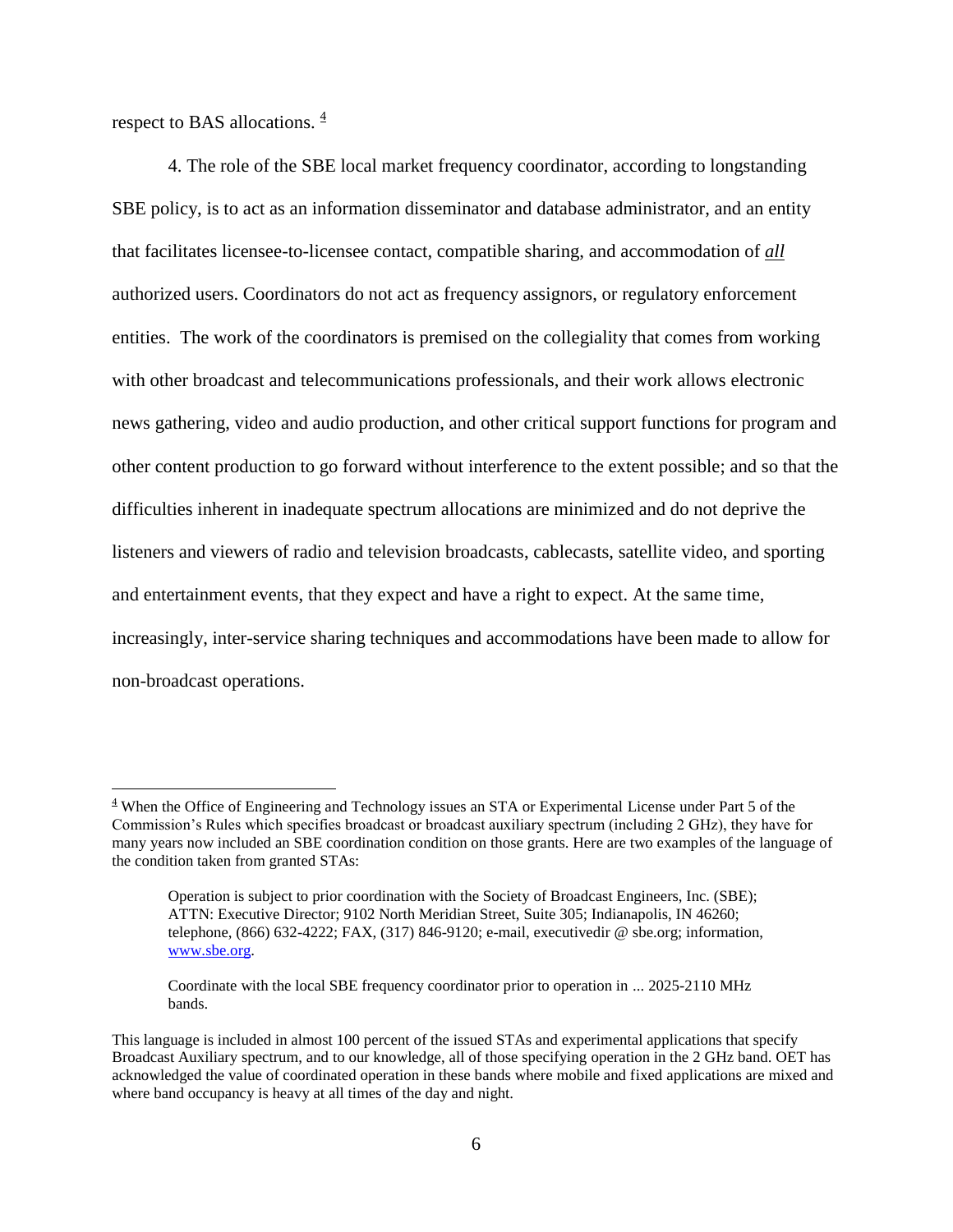respect to BAS allocations. [4]

4. The role of the SBE local market frequency coordinator, according to longstanding SBE policy, is to act as an information disseminator and database administrator, and an entity that facilitates licensee-to-licensee contact, compatible sharing, and accommodation of ***all*** authorized users. Coordinators do not act as frequency assignors, or regulatory enforcement entities. The work of the coordinators is premised on the collegiality that comes from working with other broadcast and telecommunications professionals, and their work allows electronic news gathering, video and audio production, and other critical support functions for program and other content production to go forward without interference to the extent possible; and so that the difficulties inherent in inadequate spectrum allocations are minimized and do not deprive the listeners and viewers of radio and television broadcasts, cablecasts, satellite video, and sporting and entertainment events, that they expect and have a right to expect. At the same time, increasingly, inter-service sharing techniques and accommodations have been made to allow for non-broadcast operations.

---

[4] When the Office of Engineering and Technology issues an STA or Experimental License under Part 5 of the Commission's Rules which specifies broadcast or broadcast auxiliary spectrum (including 2 GHz), they have for many years now included an SBE coordination condition on those grants. Here are two examples of the language of the condition taken from granted STAs:

> Operation is subject to prior coordination with the Society of Broadcast Engineers, Inc. (SBE); ATTN: Executive Director; 9102 North Meridian Street, Suite 305; Indianapolis, IN 46260; telephone, (866) 632-4222; FAX, (317) 846-9120; e-mail, executivedir @ sbe.org; information, www.sbe.org.
>
> Coordinate with the local SBE frequency coordinator prior to operation in ... 2025-2110 MHz bands.

This language is included in almost 100 percent of the issued STAs and experimental applications that specify Broadcast Auxiliary spectrum, and to our knowledge, all of those specifying operation in the 2 GHz band. OET has acknowledged the value of coordinated operation in these bands where mobile and fixed applications are mixed and where band occupancy is heavy at all times of the day and night.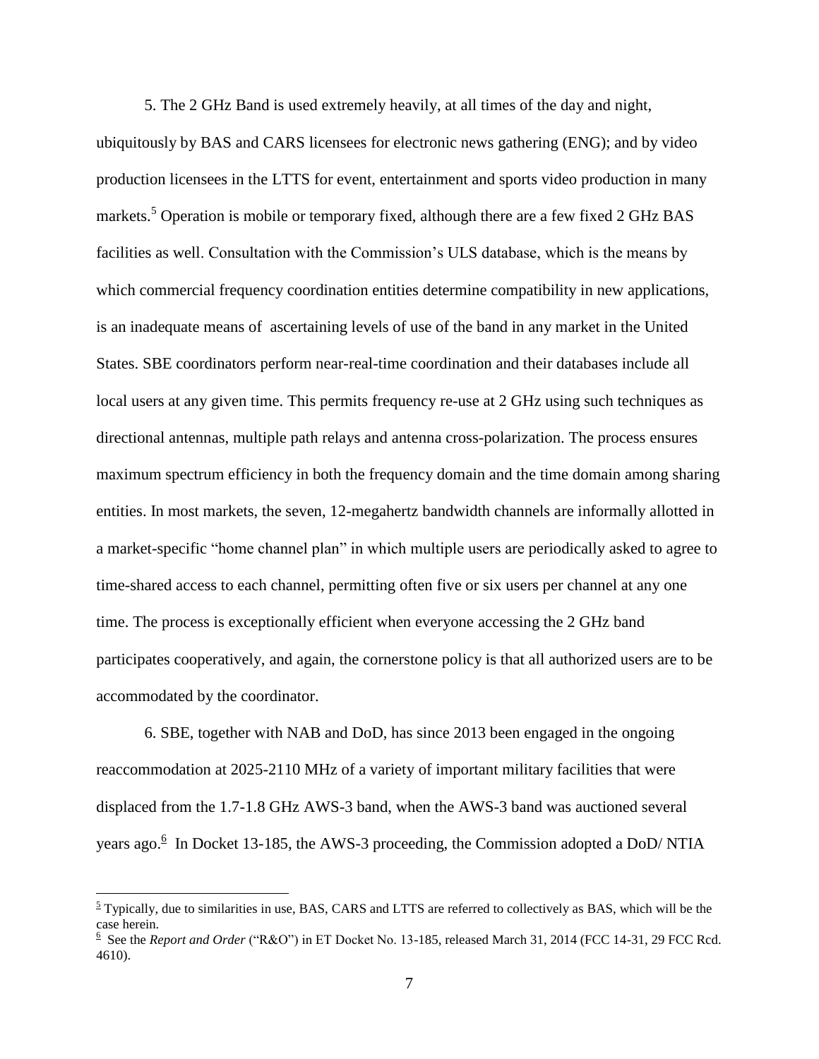5. The 2 GHz Band is used extremely heavily, at all times of the day and night, ubiquitously by BAS and CARS licensees for electronic news gathering (ENG); and by video production licensees in the LTTS for event, entertainment and sports video production in many markets.[5] Operation is mobile or temporary fixed, although there are a few fixed 2 GHz BAS facilities as well. Consultation with the Commission's ULS database, which is the means by which commercial frequency coordination entities determine compatibility in new applications, is an inadequate means of ascertaining levels of use of the band in any market in the United States. SBE coordinators perform near-real-time coordination and their databases include all local users at any given time. This permits frequency re-use at 2 GHz using such techniques as directional antennas, multiple path relays and antenna cross-polarization. The process ensures maximum spectrum efficiency in both the frequency domain and the time domain among sharing entities. In most markets, the seven, 12-megahertz bandwidth channels are informally allotted in a market-specific "home channel plan" in which multiple users are periodically asked to agree to time-shared access to each channel, permitting often five or six users per channel at any one time. The process is exceptionally efficient when everyone accessing the 2 GHz band participates cooperatively, and again, the cornerstone policy is that all authorized users are to be accommodated by the coordinator.

6. SBE, together with NAB and DoD, has since 2013 been engaged in the ongoing reaccommodation at 2025-2110 MHz of a variety of important military facilities that were displaced from the 1.7-1.8 GHz AWS-3 band, when the AWS-3 band was auctioned several years ago.[6] In Docket 13-185, the AWS-3 proceeding, the Commission adopted a DoD/ NTIA

---

[5] Typically, due to similarities in use, BAS, CARS and LTTS are referred to collectively as BAS, which will be the case herein.

[6] See the *Report and Order* ("R&O") in ET Docket No. 13-185, released March 31, 2014 (FCC 14-31, 29 FCC Rcd. 4610).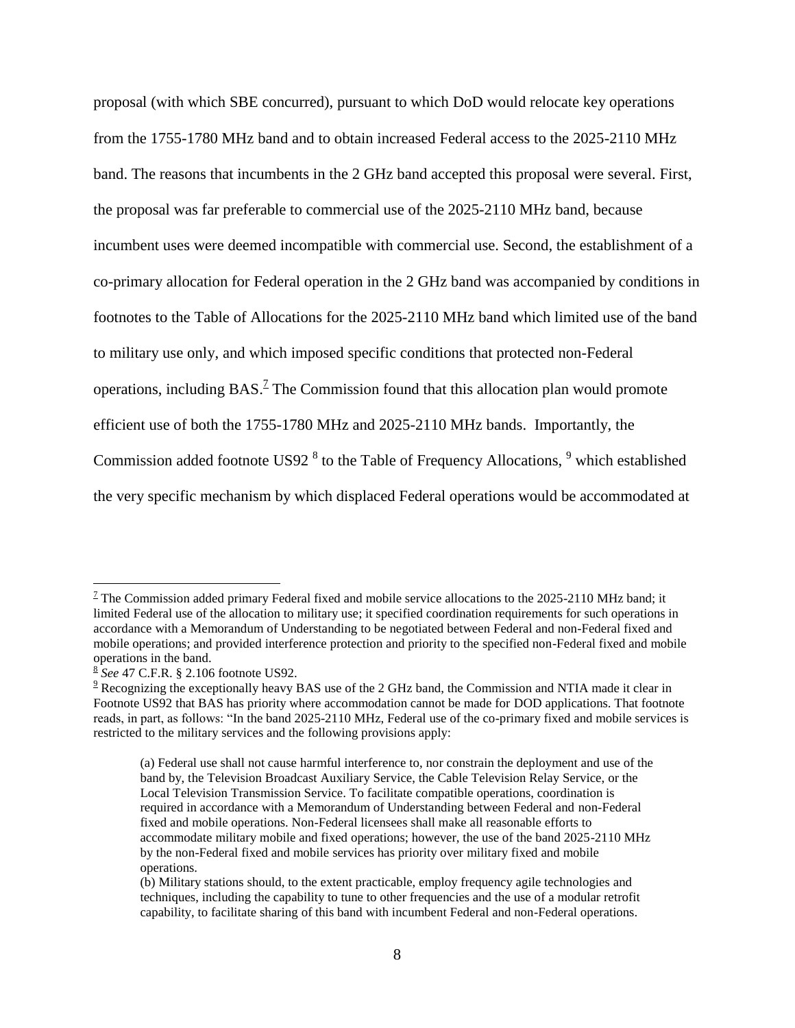proposal (with which SBE concurred), pursuant to which DoD would relocate key operations from the 1755-1780 MHz band and to obtain increased Federal access to the 2025-2110 MHz band. The reasons that incumbents in the 2 GHz band accepted this proposal were several. First, the proposal was far preferable to commercial use of the 2025-2110 MHz band, because incumbent uses were deemed incompatible with commercial use. Second, the establishment of a co-primary allocation for Federal operation in the 2 GHz band was accompanied by conditions in footnotes to the Table of Allocations for the 2025-2110 MHz band which limited use of the band to military use only, and which imposed specific conditions that protected non-Federal operations, including BAS.[7] The Commission found that this allocation plan would promote efficient use of both the 1755-1780 MHz and 2025-2110 MHz bands. Importantly, the Commission added footnote US92 [8] to the Table of Frequency Allocations, [9] which established the very specific mechanism by which displaced Federal operations would be accommodated at

---

[7] The Commission added primary Federal fixed and mobile service allocations to the 2025-2110 MHz band; it limited Federal use of the allocation to military use; it specified coordination requirements for such operations in accordance with a Memorandum of Understanding to be negotiated between Federal and non-Federal fixed and mobile operations; and provided interference protection and priority to the specified non-Federal fixed and mobile operations in the band.

[8] *See* 47 C.F.R. § 2.106 footnote US92.

[9] Recognizing the exceptionally heavy BAS use of the 2 GHz band, the Commission and NTIA made it clear in Footnote US92 that BAS has priority where accommodation cannot be made for DOD applications. That footnote reads, in part, as follows: "In the band 2025-2110 MHz, Federal use of the co-primary fixed and mobile services is restricted to the military services and the following provisions apply:

> (a) Federal use shall not cause harmful interference to, nor constrain the deployment and use of the band by, the Television Broadcast Auxiliary Service, the Cable Television Relay Service, or the Local Television Transmission Service. To facilitate compatible operations, coordination is required in accordance with a Memorandum of Understanding between Federal and non-Federal fixed and mobile operations. Non-Federal licensees shall make all reasonable efforts to accommodate military mobile and fixed operations; however, the use of the band 2025-2110 MHz by the non-Federal fixed and mobile services has priority over military fixed and mobile operations.
>
> (b) Military stations should, to the extent practicable, employ frequency agile technologies and techniques, including the capability to tune to other frequencies and the use of a modular retrofit capability, to facilitate sharing of this band with incumbent Federal and non-Federal operations.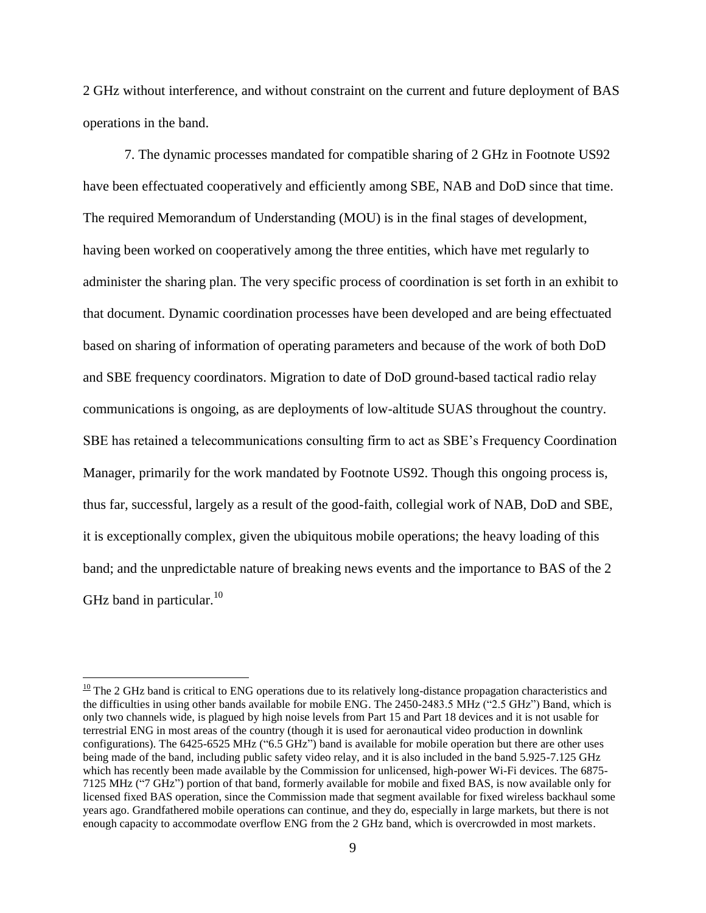2 GHz without interference, and without constraint on the current and future deployment of BAS operations in the band.

7. The dynamic processes mandated for compatible sharing of 2 GHz in Footnote US92 have been effectuated cooperatively and efficiently among SBE, NAB and DoD since that time. The required Memorandum of Understanding (MOU) is in the final stages of development, having been worked on cooperatively among the three entities, which have met regularly to administer the sharing plan. The very specific process of coordination is set forth in an exhibit to that document. Dynamic coordination processes have been developed and are being effectuated based on sharing of information of operating parameters and because of the work of both DoD and SBE frequency coordinators. Migration to date of DoD ground-based tactical radio relay communications is ongoing, as are deployments of low-altitude SUAS throughout the country. SBE has retained a telecommunications consulting firm to act as SBE's Frequency Coordination Manager, primarily for the work mandated by Footnote US92. Though this ongoing process is, thus far, successful, largely as a result of the good-faith, collegial work of NAB, DoD and SBE, it is exceptionally complex, given the ubiquitous mobile operations; the heavy loading of this band; and the unpredictable nature of breaking news events and the importance to BAS of the 2 GHz band in particular.[10]

---

[10] The 2 GHz band is critical to ENG operations due to its relatively long-distance propagation characteristics and the difficulties in using other bands available for mobile ENG. The 2450-2483.5 MHz ("2.5 GHz") Band, which is only two channels wide, is plagued by high noise levels from Part 15 and Part 18 devices and it is not usable for terrestrial ENG in most areas of the country (though it is used for aeronautical video production in downlink configurations). The 6425-6525 MHz ("6.5 GHz") band is available for mobile operation but there are other uses being made of the band, including public safety video relay, and it is also included in the band 5.925-7.125 GHz which has recently been made available by the Commission for unlicensed, high-power Wi-Fi devices. The 6875-7125 MHz ("7 GHz") portion of that band, formerly available for mobile and fixed BAS, is now available only for licensed fixed BAS operation, since the Commission made that segment available for fixed wireless backhaul some years ago. Grandfathered mobile operations can continue, and they do, especially in large markets, but there is not enough capacity to accommodate overflow ENG from the 2 GHz band, which is overcrowded in most markets.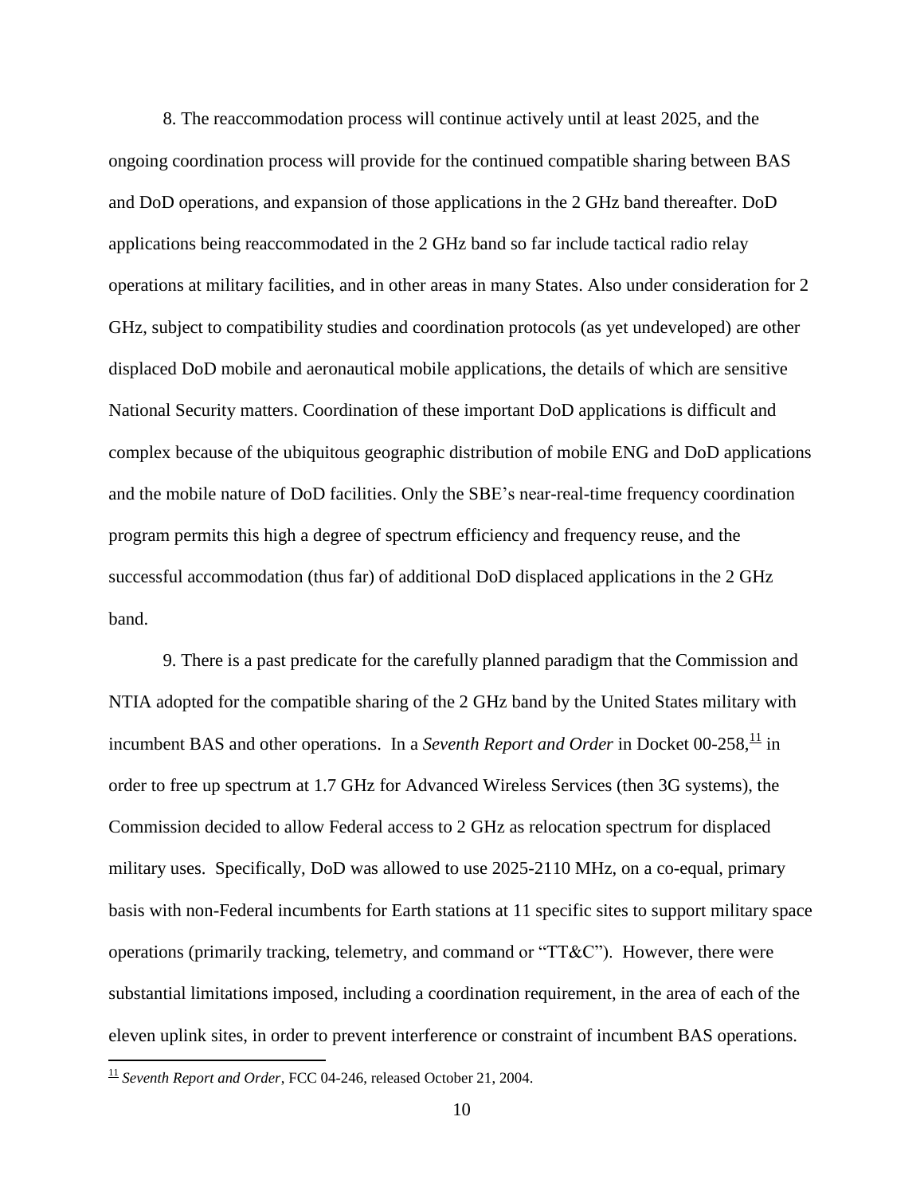8. The reaccommodation process will continue actively until at least 2025, and the ongoing coordination process will provide for the continued compatible sharing between BAS and DoD operations, and expansion of those applications in the 2 GHz band thereafter. DoD applications being reaccommodated in the 2 GHz band so far include tactical radio relay operations at military facilities, and in other areas in many States. Also under consideration for 2 GHz, subject to compatibility studies and coordination protocols (as yet undeveloped) are other displaced DoD mobile and aeronautical mobile applications, the details of which are sensitive National Security matters. Coordination of these important DoD applications is difficult and complex because of the ubiquitous geographic distribution of mobile ENG and DoD applications and the mobile nature of DoD facilities. Only the SBE's near-real-time frequency coordination program permits this high a degree of spectrum efficiency and frequency reuse, and the successful accommodation (thus far) of additional DoD displaced applications in the 2 GHz band.

9. There is a past predicate for the carefully planned paradigm that the Commission and NTIA adopted for the compatible sharing of the 2 GHz band by the United States military with incumbent BAS and other operations. In a *Seventh Report and Order* in Docket 00-258,[11] in order to free up spectrum at 1.7 GHz for Advanced Wireless Services (then 3G systems), the Commission decided to allow Federal access to 2 GHz as relocation spectrum for displaced military uses. Specifically, DoD was allowed to use 2025-2110 MHz, on a co-equal, primary basis with non-Federal incumbents for Earth stations at 11 specific sites to support military space operations (primarily tracking, telemetry, and command or "TT&C"). However, there were substantial limitations imposed, including a coordination requirement, in the area of each of the eleven uplink sites, in order to prevent interference or constraint of incumbent BAS operations.

[11] *Seventh Report and Order*, FCC 04-246, released October 21, 2004.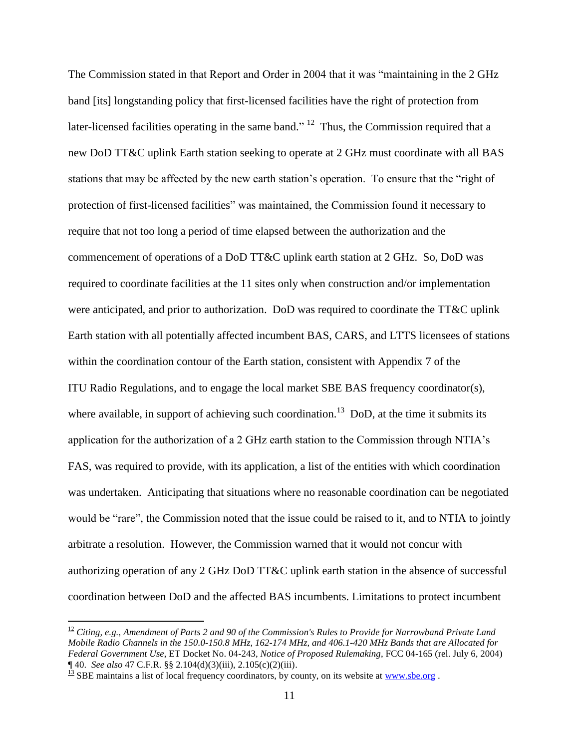The Commission stated in that Report and Order in 2004 that it was "maintaining in the 2 GHz band [its] longstanding policy that first-licensed facilities have the right of protection from later-licensed facilities operating in the same band." [12] Thus, the Commission required that a new DoD TT&C uplink Earth station seeking to operate at 2 GHz must coordinate with all BAS stations that may be affected by the new earth station's operation. To ensure that the "right of protection of first-licensed facilities" was maintained, the Commission found it necessary to require that not too long a period of time elapsed between the authorization and the commencement of operations of a DoD TT&C uplink earth station at 2 GHz. So, DoD was required to coordinate facilities at the 11 sites only when construction and/or implementation were anticipated, and prior to authorization. DoD was required to coordinate the TT&C uplink Earth station with all potentially affected incumbent BAS, CARS, and LTTS licensees of stations within the coordination contour of the Earth station, consistent with Appendix 7 of the ITU Radio Regulations, and to engage the local market SBE BAS frequency coordinator(s), where available, in support of achieving such coordination.[13] DoD, at the time it submits its application for the authorization of a 2 GHz earth station to the Commission through NTIA's FAS, was required to provide, with its application, a list of the entities with which coordination was undertaken. Anticipating that situations where no reasonable coordination can be negotiated would be "rare", the Commission noted that the issue could be raised to it, and to NTIA to jointly arbitrate a resolution. However, the Commission warned that it would not concur with authorizing operation of any 2 GHz DoD TT&C uplink earth station in the absence of successful coordination between DoD and the affected BAS incumbents. Limitations to protect incumbent

---

[12] *Citing, e.g., Amendment of Parts 2 and 90 of the Commission's Rules to Provide for Narrowband Private Land Mobile Radio Channels in the 150.0-150.8 MHz, 162-174 MHz, and 406.1-420 MHz Bands that are Allocated for Federal Government Use,* ET Docket No. 04-243, *Notice of Proposed Rulemaking*, FCC 04-165 (rel. July 6, 2004) ¶ 40. *See also* 47 C.F.R. §§ 2.104(d)(3)(iii), 2.105(c)(2)(iii).

[13] SBE maintains a list of local frequency coordinators, by county, on its website at www.sbe.org .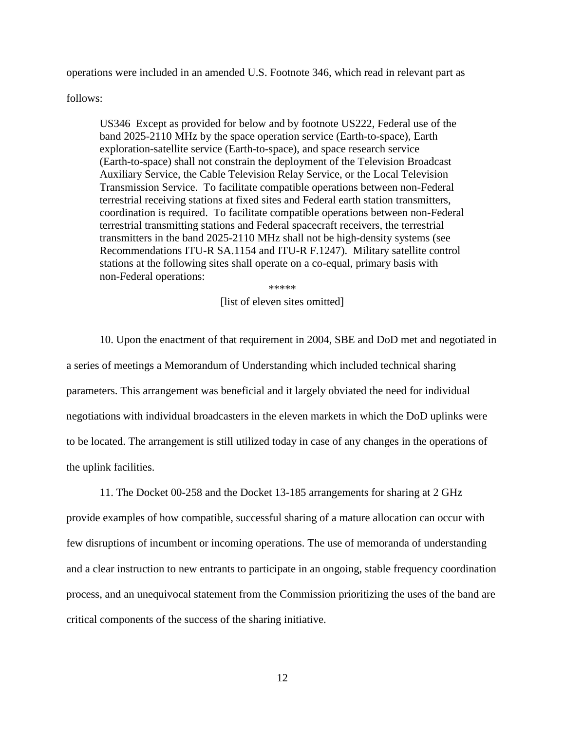operations were included in an amended U.S. Footnote 346, which read in relevant part as follows:

> US346 Except as provided for below and by footnote US222, Federal use of the band 2025-2110 MHz by the space operation service (Earth-to-space), Earth exploration-satellite service (Earth-to-space), and space research service (Earth-to-space) shall not constrain the deployment of the Television Broadcast Auxiliary Service, the Cable Television Relay Service, or the Local Television Transmission Service. To facilitate compatible operations between non-Federal terrestrial receiving stations at fixed sites and Federal earth station transmitters, coordination is required. To facilitate compatible operations between non-Federal terrestrial transmitting stations and Federal spacecraft receivers, the terrestrial transmitters in the band 2025-2110 MHz shall not be high-density systems (see Recommendations ITU-R SA.1154 and ITU-R F.1247). Military satellite control stations at the following sites shall operate on a co-equal, primary basis with non-Federal operations:
>
> *****
>
> [list of eleven sites omitted]

10. Upon the enactment of that requirement in 2004, SBE and DoD met and negotiated in a series of meetings a Memorandum of Understanding which included technical sharing parameters. This arrangement was beneficial and it largely obviated the need for individual negotiations with individual broadcasters in the eleven markets in which the DoD uplinks were to be located. The arrangement is still utilized today in case of any changes in the operations of the uplink facilities.

11. The Docket 00-258 and the Docket 13-185 arrangements for sharing at 2 GHz provide examples of how compatible, successful sharing of a mature allocation can occur with few disruptions of incumbent or incoming operations. The use of memoranda of understanding and a clear instruction to new entrants to participate in an ongoing, stable frequency coordination process, and an unequivocal statement from the Commission prioritizing the uses of the band are critical components of the success of the sharing initiative.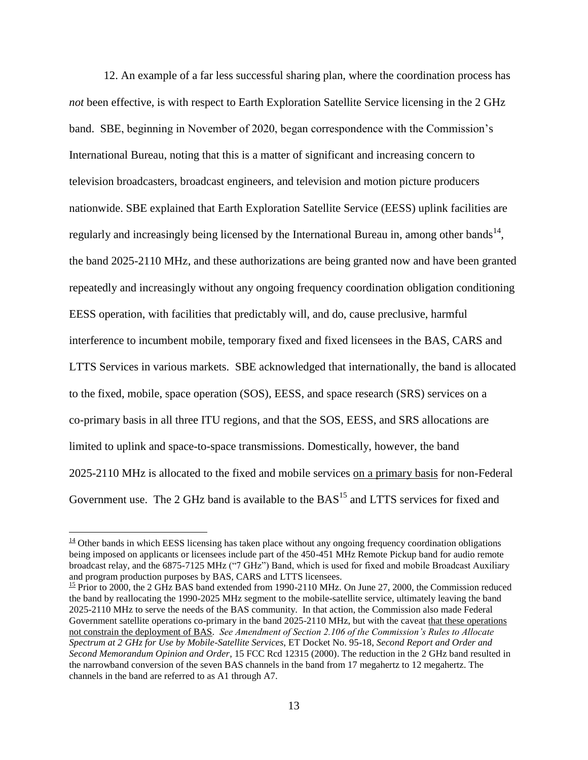12. An example of a far less successful sharing plan, where the coordination process has *not* been effective, is with respect to Earth Exploration Satellite Service licensing in the 2 GHz band. SBE, beginning in November of 2020, began correspondence with the Commission's International Bureau, noting that this is a matter of significant and increasing concern to television broadcasters, broadcast engineers, and television and motion picture producers nationwide. SBE explained that Earth Exploration Satellite Service (EESS) uplink facilities are regularly and increasingly being licensed by the International Bureau in, among other bands[14], the band 2025-2110 MHz, and these authorizations are being granted now and have been granted repeatedly and increasingly without any ongoing frequency coordination obligation conditioning EESS operation, with facilities that predictably will, and do, cause preclusive, harmful interference to incumbent mobile, temporary fixed and fixed licensees in the BAS, CARS and LTTS Services in various markets. SBE acknowledged that internationally, the band is allocated to the fixed, mobile, space operation (SOS), EESS, and space research (SRS) services on a co-primary basis in all three ITU regions, and that the SOS, EESS, and SRS allocations are limited to uplink and space-to-space transmissions. Domestically, however, the band 2025-2110 MHz is allocated to the fixed and mobile services <u>on a primary basis</u> for non-Federal Government use. The 2 GHz band is available to the BAS[15] and LTTS services for fixed and

---

[14] Other bands in which EESS licensing has taken place without any ongoing frequency coordination obligations being imposed on applicants or licensees include part of the 450-451 MHz Remote Pickup band for audio remote broadcast relay, and the 6875-7125 MHz ("7 GHz") Band, which is used for fixed and mobile Broadcast Auxiliary and program production purposes by BAS, CARS and LTTS licensees.

[15] Prior to 2000, the 2 GHz BAS band extended from 1990-2110 MHz. On June 27, 2000, the Commission reduced the band by reallocating the 1990-2025 MHz segment to the mobile-satellite service, ultimately leaving the band 2025-2110 MHz to serve the needs of the BAS community. In that action, the Commission also made Federal Government satellite operations co-primary in the band 2025-2110 MHz, but with the caveat <u>that these operations not constrain the deployment of BAS</u>. *See Amendment of Section 2.106 of the Commission's Rules to Allocate Spectrum at 2 GHz for Use by Mobile-Satellite Services*, ET Docket No. 95-18, *Second Report and Order and Second Memorandum Opinion and Order*, 15 FCC Rcd 12315 (2000). The reduction in the 2 GHz band resulted in the narrowband conversion of the seven BAS channels in the band from 17 megahertz to 12 megahertz. The channels in the band are referred to as A1 through A7.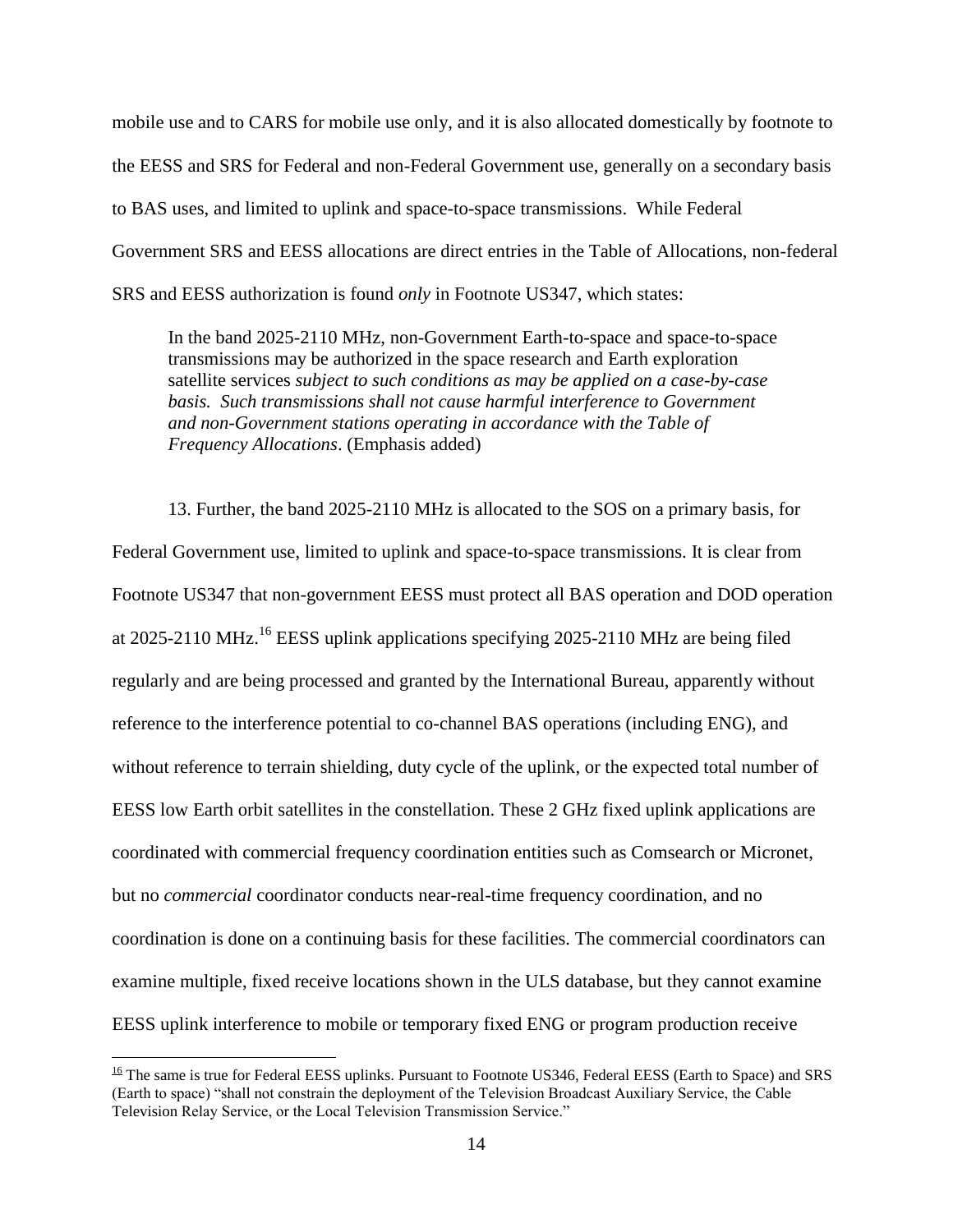mobile use and to CARS for mobile use only, and it is also allocated domestically by footnote to the EESS and SRS for Federal and non-Federal Government use, generally on a secondary basis to BAS uses, and limited to uplink and space-to-space transmissions. While Federal Government SRS and EESS allocations are direct entries in the Table of Allocations, non-federal SRS and EESS authorization is found *only* in Footnote US347, which states:

> In the band 2025-2110 MHz, non-Government Earth-to-space and space-to-space transmissions may be authorized in the space research and Earth exploration satellite services *subject to such conditions as may be applied on a case-by-case basis. Such transmissions shall not cause harmful interference to Government and non-Government stations operating in accordance with the Table of Frequency Allocations*. (Emphasis added)

13. Further, the band 2025-2110 MHz is allocated to the SOS on a primary basis, for Federal Government use, limited to uplink and space-to-space transmissions. It is clear from Footnote US347 that non-government EESS must protect all BAS operation and DOD operation at 2025-2110 MHz.[16] EESS uplink applications specifying 2025-2110 MHz are being filed regularly and are being processed and granted by the International Bureau, apparently without reference to the interference potential to co-channel BAS operations (including ENG), and without reference to terrain shielding, duty cycle of the uplink, or the expected total number of EESS low Earth orbit satellites in the constellation. These 2 GHz fixed uplink applications are coordinated with commercial frequency coordination entities such as Comsearch or Micronet, but no *commercial* coordinator conducts near-real-time frequency coordination, and no coordination is done on a continuing basis for these facilities. The commercial coordinators can examine multiple, fixed receive locations shown in the ULS database, but they cannot examine EESS uplink interference to mobile or temporary fixed ENG or program production receive

[16] The same is true for Federal EESS uplinks. Pursuant to Footnote US346, Federal EESS (Earth to Space) and SRS (Earth to space) "shall not constrain the deployment of the Television Broadcast Auxiliary Service, the Cable Television Relay Service, or the Local Television Transmission Service."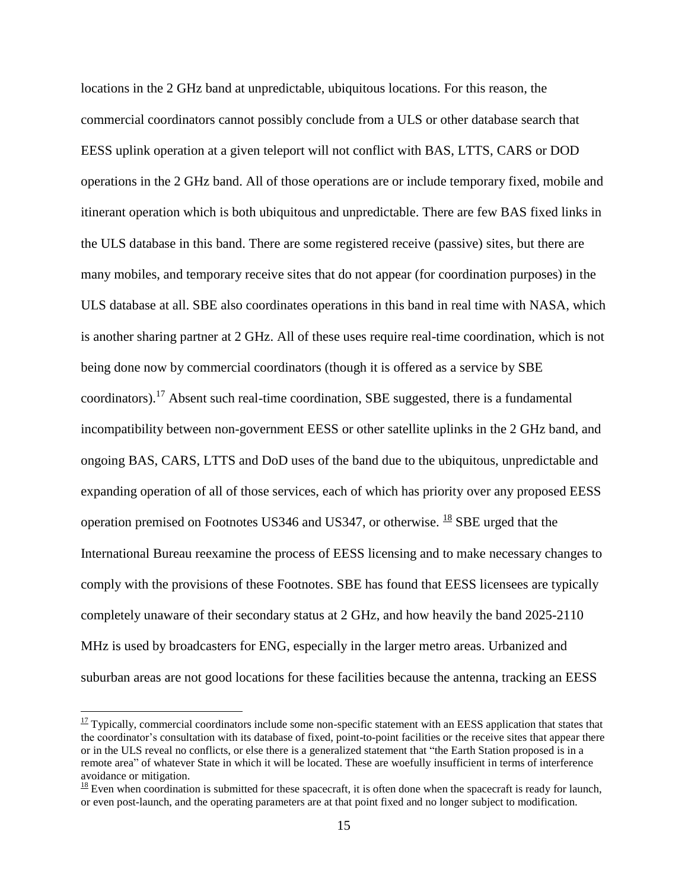locations in the 2 GHz band at unpredictable, ubiquitous locations. For this reason, the commercial coordinators cannot possibly conclude from a ULS or other database search that EESS uplink operation at a given teleport will not conflict with BAS, LTTS, CARS or DOD operations in the 2 GHz band. All of those operations are or include temporary fixed, mobile and itinerant operation which is both ubiquitous and unpredictable. There are few BAS fixed links in the ULS database in this band. There are some registered receive (passive) sites, but there are many mobiles, and temporary receive sites that do not appear (for coordination purposes) in the ULS database at all. SBE also coordinates operations in this band in real time with NASA, which is another sharing partner at 2 GHz. All of these uses require real-time coordination, which is not being done now by commercial coordinators (though it is offered as a service by SBE coordinators).[17] Absent such real-time coordination, SBE suggested, there is a fundamental incompatibility between non-government EESS or other satellite uplinks in the 2 GHz band, and ongoing BAS, CARS, LTTS and DoD uses of the band due to the ubiquitous, unpredictable and expanding operation of all of those services, each of which has priority over any proposed EESS operation premised on Footnotes US346 and US347, or otherwise. [18] SBE urged that the International Bureau reexamine the process of EESS licensing and to make necessary changes to comply with the provisions of these Footnotes. SBE has found that EESS licensees are typically completely unaware of their secondary status at 2 GHz, and how heavily the band 2025-2110 MHz is used by broadcasters for ENG, especially in the larger metro areas. Urbanized and suburban areas are not good locations for these facilities because the antenna, tracking an EESS

---

[17] Typically, commercial coordinators include some non-specific statement with an EESS application that states that the coordinator's consultation with its database of fixed, point-to-point facilities or the receive sites that appear there or in the ULS reveal no conflicts, or else there is a generalized statement that "the Earth Station proposed is in a remote area" of whatever State in which it will be located. These are woefully insufficient in terms of interference avoidance or mitigation.

[18] Even when coordination is submitted for these spacecraft, it is often done when the spacecraft is ready for launch, or even post-launch, and the operating parameters are at that point fixed and no longer subject to modification.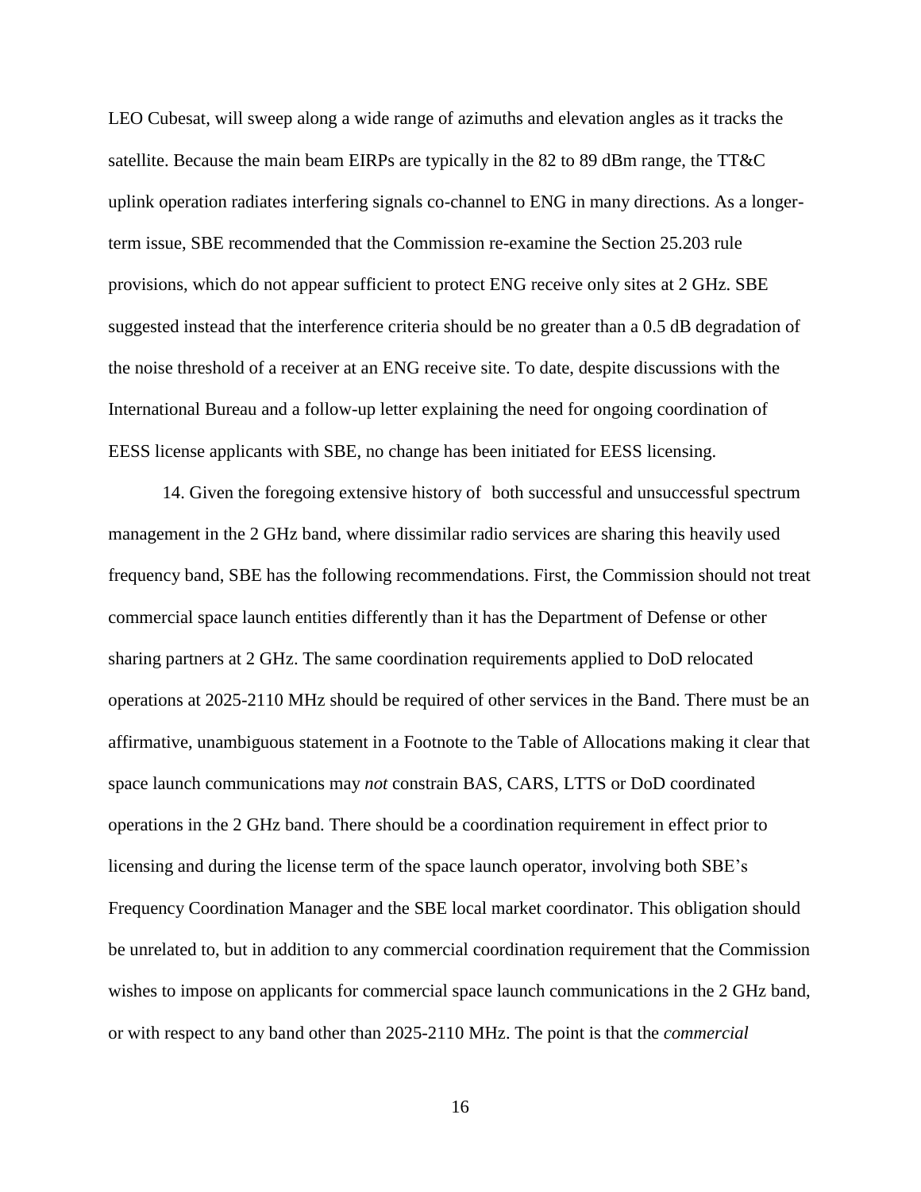LEO Cubesat, will sweep along a wide range of azimuths and elevation angles as it tracks the satellite. Because the main beam EIRPs are typically in the 82 to 89 dBm range, the TT&C uplink operation radiates interfering signals co-channel to ENG in many directions. As a longer-term issue, SBE recommended that the Commission re-examine the Section 25.203 rule provisions, which do not appear sufficient to protect ENG receive only sites at 2 GHz. SBE suggested instead that the interference criteria should be no greater than a 0.5 dB degradation of the noise threshold of a receiver at an ENG receive site. To date, despite discussions with the International Bureau and a follow-up letter explaining the need for ongoing coordination of EESS license applicants with SBE, no change has been initiated for EESS licensing.

14. Given the foregoing extensive history of both successful and unsuccessful spectrum management in the 2 GHz band, where dissimilar radio services are sharing this heavily used frequency band, SBE has the following recommendations. First, the Commission should not treat commercial space launch entities differently than it has the Department of Defense or other sharing partners at 2 GHz. The same coordination requirements applied to DoD relocated operations at 2025-2110 MHz should be required of other services in the Band. There must be an affirmative, unambiguous statement in a Footnote to the Table of Allocations making it clear that space launch communications may *not* constrain BAS, CARS, LTTS or DoD coordinated operations in the 2 GHz band. There should be a coordination requirement in effect prior to licensing and during the license term of the space launch operator, involving both SBE's Frequency Coordination Manager and the SBE local market coordinator. This obligation should be unrelated to, but in addition to any commercial coordination requirement that the Commission wishes to impose on applicants for commercial space launch communications in the 2 GHz band, or with respect to any band other than 2025-2110 MHz. The point is that the *commercial*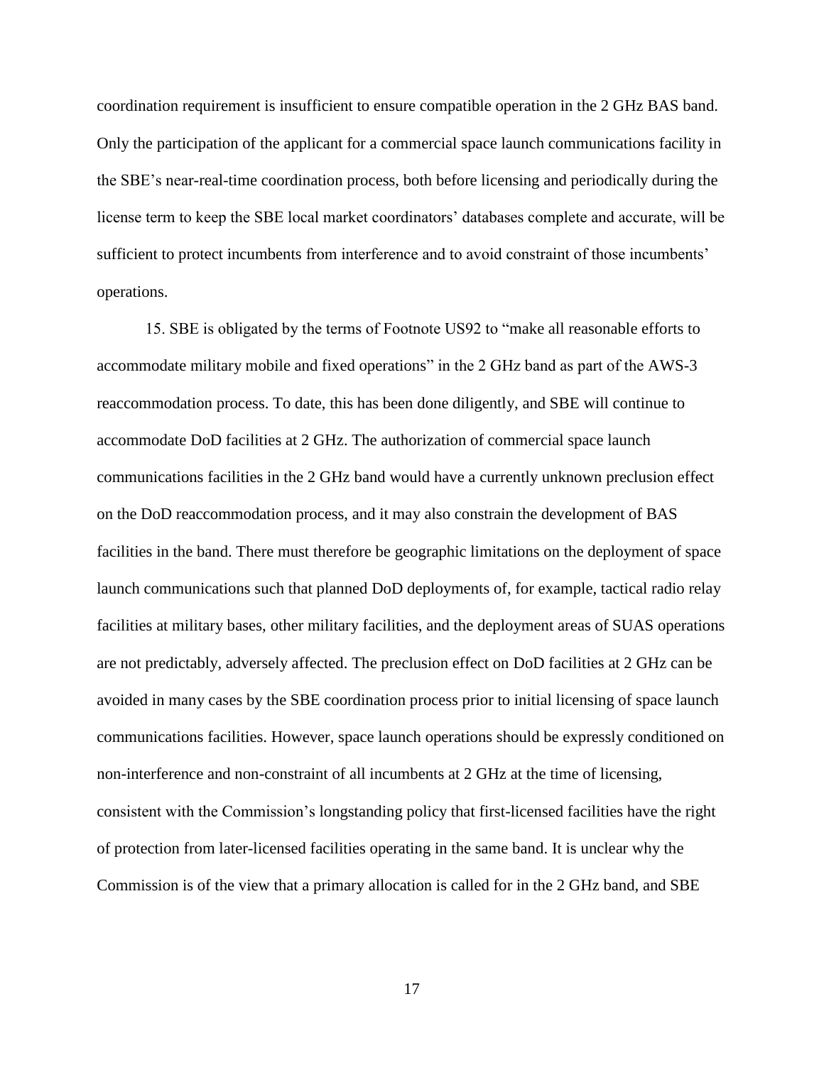coordination requirement is insufficient to ensure compatible operation in the 2 GHz BAS band. Only the participation of the applicant for a commercial space launch communications facility in the SBE's near-real-time coordination process, both before licensing and periodically during the license term to keep the SBE local market coordinators' databases complete and accurate, will be sufficient to protect incumbents from interference and to avoid constraint of those incumbents' operations.

15. SBE is obligated by the terms of Footnote US92 to "make all reasonable efforts to accommodate military mobile and fixed operations" in the 2 GHz band as part of the AWS-3 reaccommodation process. To date, this has been done diligently, and SBE will continue to accommodate DoD facilities at 2 GHz. The authorization of commercial space launch communications facilities in the 2 GHz band would have a currently unknown preclusion effect on the DoD reaccommodation process, and it may also constrain the development of BAS facilities in the band. There must therefore be geographic limitations on the deployment of space launch communications such that planned DoD deployments of, for example, tactical radio relay facilities at military bases, other military facilities, and the deployment areas of SUAS operations are not predictably, adversely affected. The preclusion effect on DoD facilities at 2 GHz can be avoided in many cases by the SBE coordination process prior to initial licensing of space launch communications facilities. However, space launch operations should be expressly conditioned on non-interference and non-constraint of all incumbents at 2 GHz at the time of licensing, consistent with the Commission's longstanding policy that first-licensed facilities have the right of protection from later-licensed facilities operating in the same band. It is unclear why the Commission is of the view that a primary allocation is called for in the 2 GHz band, and SBE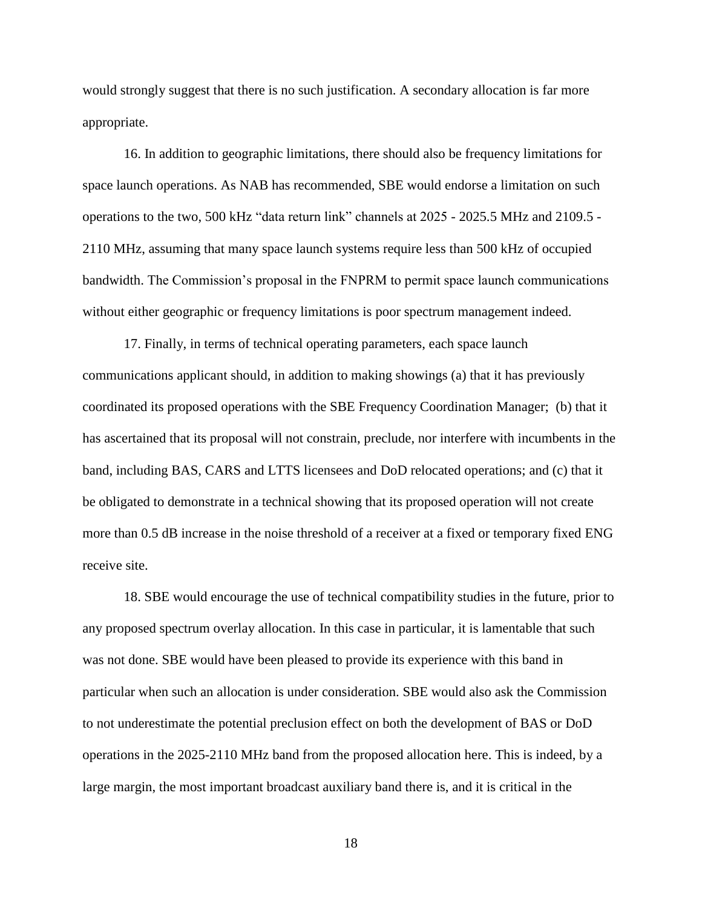would strongly suggest that there is no such justification. A secondary allocation is far more appropriate.

16. In addition to geographic limitations, there should also be frequency limitations for space launch operations. As NAB has recommended, SBE would endorse a limitation on such operations to the two, 500 kHz "data return link" channels at 2025 - 2025.5 MHz and 2109.5 - 2110 MHz, assuming that many space launch systems require less than 500 kHz of occupied bandwidth. The Commission's proposal in the FNPRM to permit space launch communications without either geographic or frequency limitations is poor spectrum management indeed.

17. Finally, in terms of technical operating parameters, each space launch communications applicant should, in addition to making showings (a) that it has previously coordinated its proposed operations with the SBE Frequency Coordination Manager; (b) that it has ascertained that its proposal will not constrain, preclude, nor interfere with incumbents in the band, including BAS, CARS and LTTS licensees and DoD relocated operations; and (c) that it be obligated to demonstrate in a technical showing that its proposed operation will not create more than 0.5 dB increase in the noise threshold of a receiver at a fixed or temporary fixed ENG receive site.

18. SBE would encourage the use of technical compatibility studies in the future, prior to any proposed spectrum overlay allocation. In this case in particular, it is lamentable that such was not done. SBE would have been pleased to provide its experience with this band in particular when such an allocation is under consideration. SBE would also ask the Commission to not underestimate the potential preclusion effect on both the development of BAS or DoD operations in the 2025-2110 MHz band from the proposed allocation here. This is indeed, by a large margin, the most important broadcast auxiliary band there is, and it is critical in the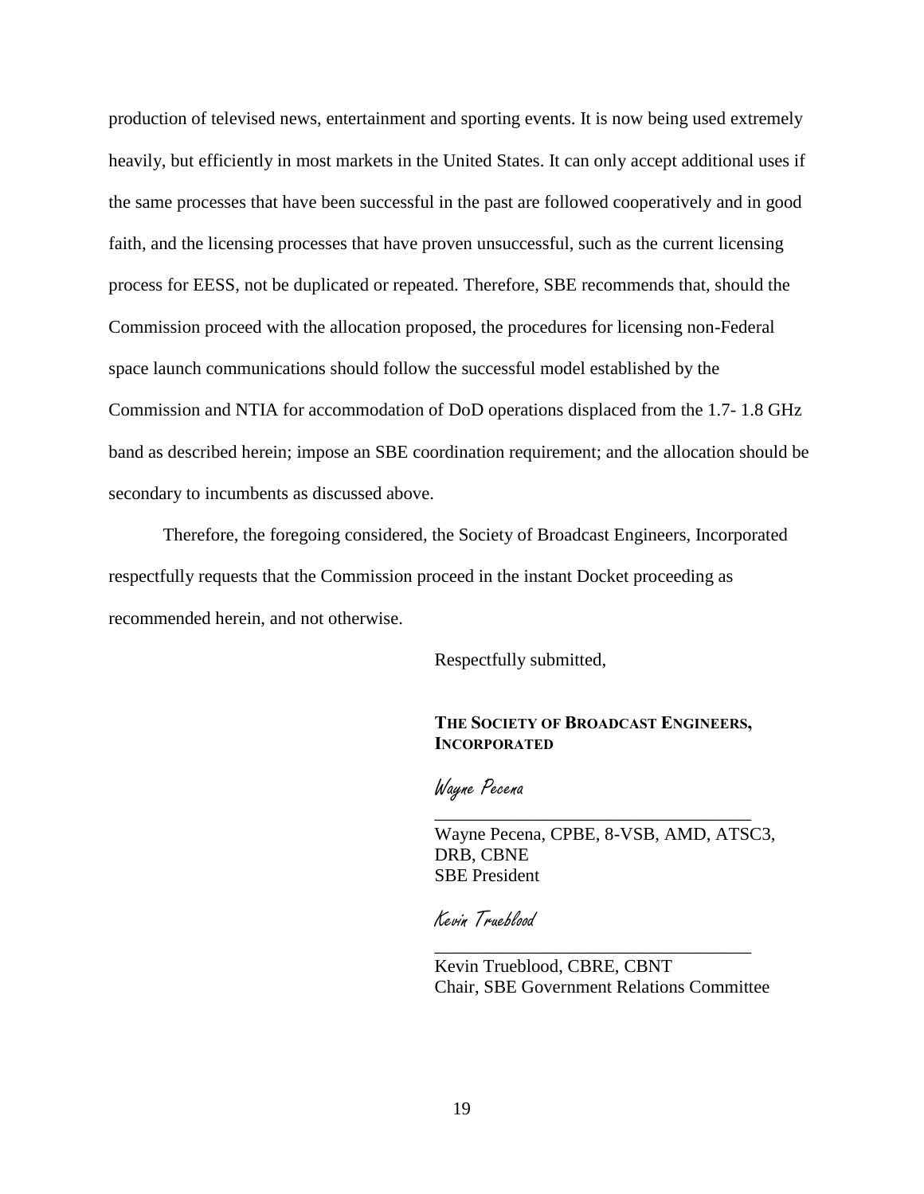production of televised news, entertainment and sporting events. It is now being used extremely heavily, but efficiently in most markets in the United States. It can only accept additional uses if the same processes that have been successful in the past are followed cooperatively and in good faith, and the licensing processes that have proven unsuccessful, such as the current licensing process for EESS, not be duplicated or repeated. Therefore, SBE recommends that, should the Commission proceed with the allocation proposed, the procedures for licensing non-Federal space launch communications should follow the successful model established by the Commission and NTIA for accommodation of DoD operations displaced from the 1.7- 1.8 GHz band as described herein; impose an SBE coordination requirement; and the allocation should be secondary to incumbents as discussed above.

Therefore, the foregoing considered, the Society of Broadcast Engineers, Incorporated respectfully requests that the Commission proceed in the instant Docket proceeding as recommended herein, and not otherwise.

Respectfully submitted,

**THE SOCIETY OF BROADCAST ENGINEERS, INCORPORATED**

*Wayne Pecena*

\_\_\_\_\_\_\_\_\_\_\_\_\_\_\_\_\_\_\_\_\_\_\_\_\_\_\_\_\_\_\_\_\_\_

Wayne Pecena, CPBE, 8-VSB, AMD, ATSC3, DRB, CBNE
SBE President

*Kevin Trueblood*

\_\_\_\_\_\_\_\_\_\_\_\_\_\_\_\_\_\_\_\_\_\_\_\_\_\_\_\_\_\_\_\_\_\_

Kevin Trueblood, CBRE, CBNT
Chair, SBE Government Relations Committee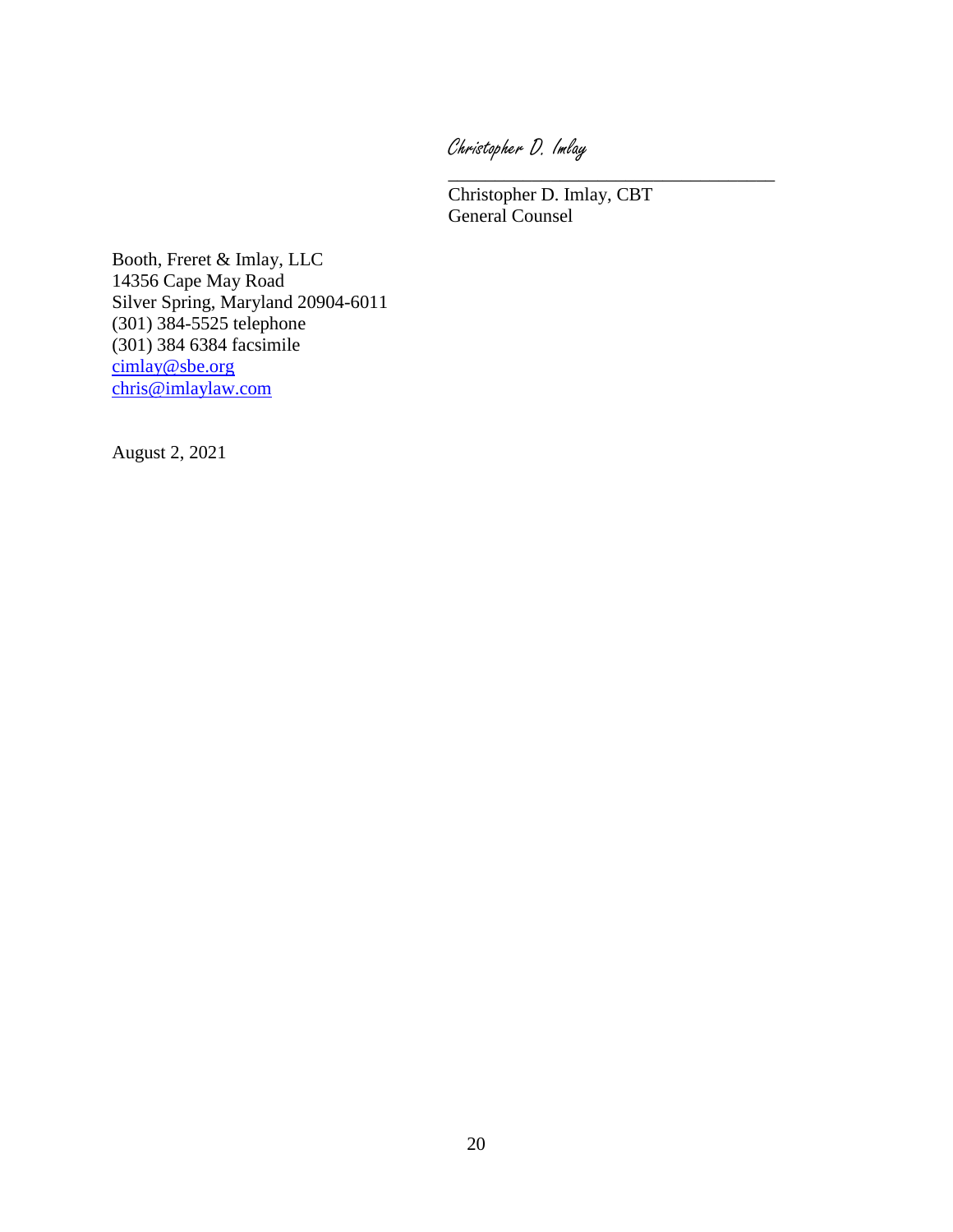*Christopher D. Imlay*

\_\_\_\_\_\_\_\_\_\_\_\_\_\_\_\_\_\_\_\_\_\_\_\_\_\_\_\_\_\_\_\_\_\_\_\_

Christopher D. Imlay, CBT
General Counsel

Booth, Freret & Imlay, LLC
14356 Cape May Road
Silver Spring, Maryland 20904-6011
(301) 384-5525 telephone
(301) 384 6384 facsimile
cimlay@sbe.org
chris@imlaylaw.com

August 2, 2021